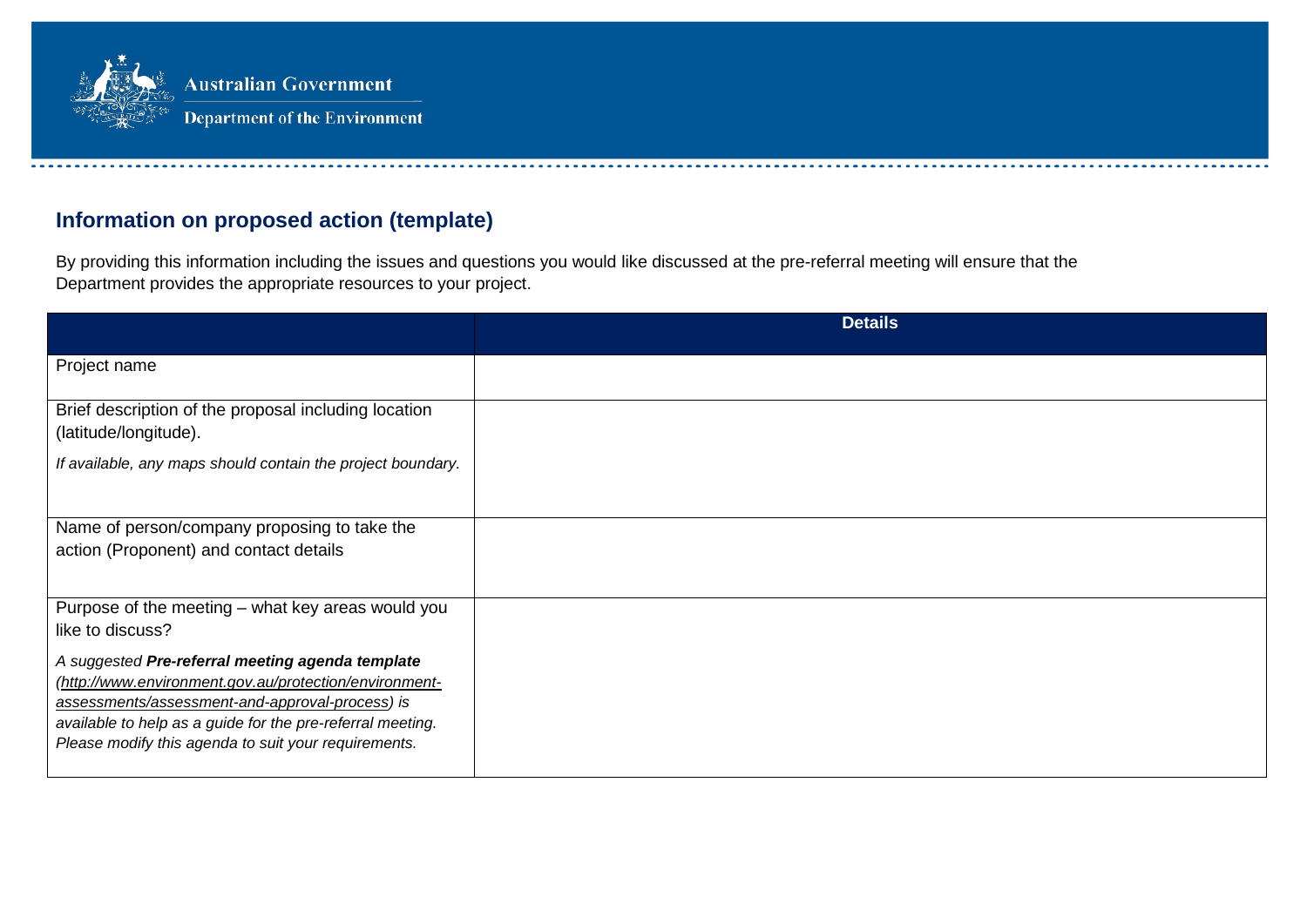Australian Government

Department of the Environment

## Information on proposed action (template)

By providing this information including the issues and questions you would like discussed at the pre-referral meeting will ensure that the Department provides the appropriate resources to your project.

| | Details |
|---|---|
| Project name | |
| Brief description of the proposal including location (latitude/longitude).<br><br>*If available, any maps should contain the project boundary.* | |
| Name of person/company proposing to take the action (Proponent) and contact details | |
| Purpose of the meeting – what key areas would you like to discuss?<br><br>*A suggested **Pre-referral meeting agenda template** (http://www.environment.gov.au/protection/environment-assessments/assessment-and-approval-process) is available to help as a guide for the pre-referral meeting. Please modify this agenda to suit your requirements.* | |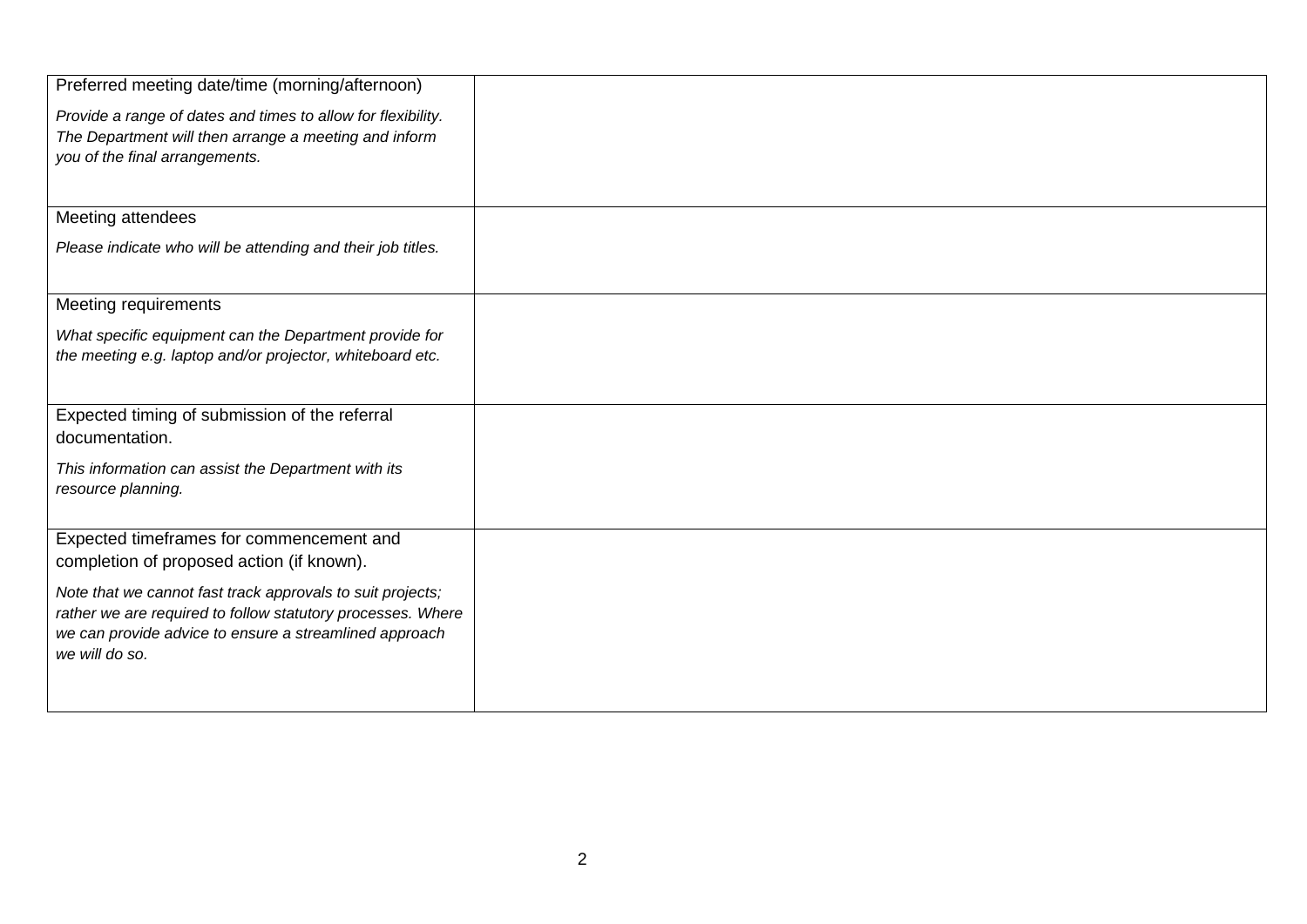| | |
|---|---|
| Preferred meeting date/time (morning/afternoon)<br><br>*Provide a range of dates and times to allow for flexibility. The Department will then arrange a meeting and inform you of the final arrangements.* | |
| Meeting attendees<br><br>*Please indicate who will be attending and their job titles.* | |
| Meeting requirements<br><br>*What specific equipment can the Department provide for the meeting e.g. laptop and/or projector, whiteboard etc.* | |
| Expected timing of submission of the referral documentation.<br><br>*This information can assist the Department with its resource planning.* | |
| Expected timeframes for commencement and completion of proposed action (if known).<br><br>*Note that we cannot fast track approvals to suit projects; rather we are required to follow statutory processes. Where we can provide advice to ensure a streamlined approach we will do so.* | |